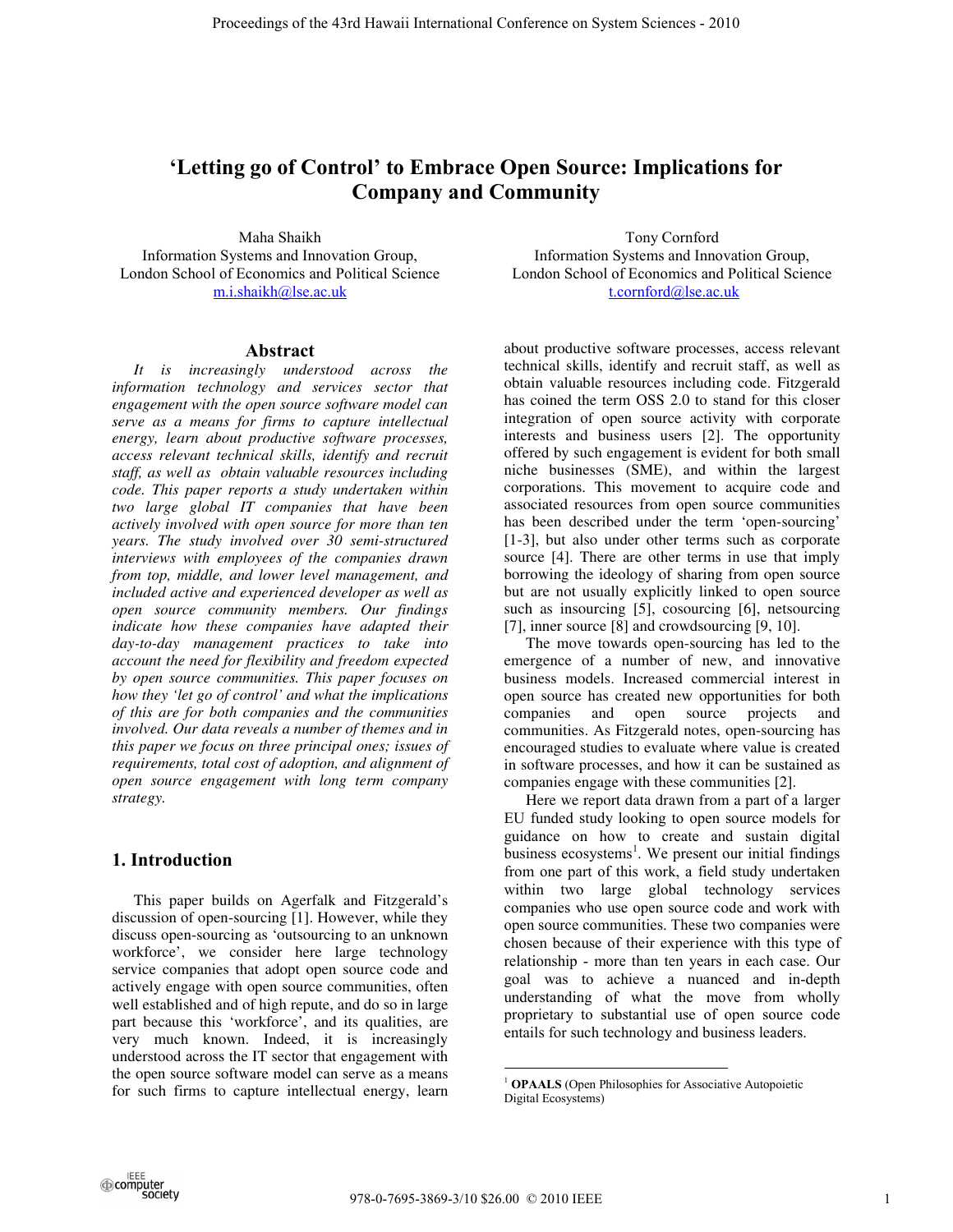# 'Letting go of Control' to Embrace Open Source: Implications for Company and Community

Maha Shaikh
Information Systems and Innovation Group,
London School of Economics and Political Science
m.i.shaikh@lse.ac.uk

Tony Cornford
Information Systems and Innovation Group,
London School of Economics and Political Science
t.cornford@lse.ac.uk

## Abstract

*It is increasingly understood across the information technology and services sector that engagement with the open source software model can serve as a means for firms to capture intellectual energy, learn about productive software processes, access relevant technical skills, identify and recruit staff, as well as obtain valuable resources including code. This paper reports a study undertaken within two large global IT companies that have been actively involved with open source for more than ten years. The study involved over 30 semi-structured interviews with employees of the companies drawn from top, middle, and lower level management, and included active and experienced developer as well as open source community members. Our findings indicate how these companies have adapted their day-to-day management practices to take into account the need for flexibility and freedom expected by open source communities. This paper focuses on how they 'let go of control' and what the implications of this are for both companies and the communities involved. Our data reveals a number of themes and in this paper we focus on three principal ones; issues of requirements, total cost of adoption, and alignment of open source engagement with long term company strategy.*

## 1. Introduction

This paper builds on Agerfalk and Fitzgerald's discussion of open-sourcing [1]. However, while they discuss open-sourcing as 'outsourcing to an unknown workforce', we consider here large technology service companies that adopt open source code and actively engage with open source communities, often well established and of high repute, and do so in large part because this 'workforce', and its qualities, are very much known. Indeed, it is increasingly understood across the IT sector that engagement with the open source software model can serve as a means for such firms to capture intellectual energy, learn about productive software processes, access relevant technical skills, identify and recruit staff, as well as obtain valuable resources including code. Fitzgerald has coined the term OSS 2.0 to stand for this closer integration of open source activity with corporate interests and business users [2]. The opportunity offered by such engagement is evident for both small niche businesses (SME), and within the largest corporations. This movement to acquire code and associated resources from open source communities has been described under the term 'open-sourcing' [1-3], but also under other terms such as corporate source [4]. There are other terms in use that imply borrowing the ideology of sharing from open source but are not usually explicitly linked to open source such as insourcing [5], cosourcing [6], netsourcing [7], inner source [8] and crowdsourcing [9, 10].

The move towards open-sourcing has led to the emergence of a number of new, and innovative business models. Increased commercial interest in open source has created new opportunities for both companies and open source projects and communities. As Fitzgerald notes, open-sourcing has encouraged studies to evaluate where value is created in software processes, and how it can be sustained as companies engage with these communities [2].

Here we report data drawn from a part of a larger EU funded study looking to open source models for guidance on how to create and sustain digital business ecosystems[1]. We present our initial findings from one part of this work, a field study undertaken within two large global technology services companies who use open source code and work with open source communities. These two companies were chosen because of their experience with this type of relationship - more than ten years in each case. Our goal was to achieve a nuanced and in-depth understanding of what the move from wholly proprietary to substantial use of open source code entails for such technology and business leaders.

[1] **OPAALS** (Open Philosophies for Associative Autopoietic Digital Ecosystems)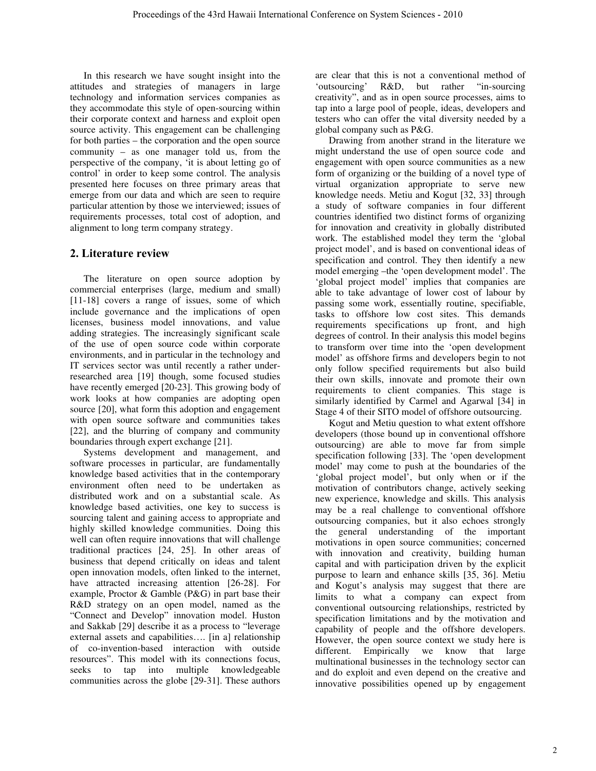In this research we have sought insight into the attitudes and strategies of managers in large technology and information services companies as they accommodate this style of open-sourcing within their corporate context and harness and exploit open source activity. This engagement can be challenging for both parties – the corporation and the open source community – as one manager told us, from the perspective of the company, 'it is about letting go of control' in order to keep some control. The analysis presented here focuses on three primary areas that emerge from our data and which are seen to require particular attention by those we interviewed; issues of requirements processes, total cost of adoption, and alignment to long term company strategy.

## 2. Literature review

The literature on open source adoption by commercial enterprises (large, medium and small) [11-18] covers a range of issues, some of which include governance and the implications of open licenses, business model innovations, and value adding strategies. The increasingly significant scale of the use of open source code within corporate environments, and in particular in the technology and IT services sector was until recently a rather under-researched area [19] though, some focused studies have recently emerged [20-23]. This growing body of work looks at how companies are adopting open source [20], what form this adoption and engagement with open source software and communities takes [22], and the blurring of company and community boundaries through expert exchange [21].

Systems development and management, and software processes in particular, are fundamentally knowledge based activities that in the contemporary environment often need to be undertaken as distributed work and on a substantial scale. As knowledge based activities, one key to success is sourcing talent and gaining access to appropriate and highly skilled knowledge communities. Doing this well can often require innovations that will challenge traditional practices [24, 25]. In other areas of business that depend critically on ideas and talent open innovation models, often linked to the internet, have attracted increasing attention [26-28]. For example, Proctor & Gamble (P&G) in part base their R&D strategy on an open model, named as the "Connect and Develop" innovation model. Huston and Sakkab [29] describe it as a process to "leverage external assets and capabilities…. [in a] relationship of co-invention-based interaction with outside resources". This model with its connections focus, seeks to tap into multiple knowledgeable communities across the globe [29-31]. These authors are clear that this is not a conventional method of 'outsourcing' R&D, but rather "in-sourcing creativity", and as in open source processes, aims to tap into a large pool of people, ideas, developers and testers who can offer the vital diversity needed by a global company such as P&G.

Drawing from another strand in the literature we might understand the use of open source code and engagement with open source communities as a new form of organizing or the building of a novel type of virtual organization appropriate to serve new knowledge needs. Metiu and Kogut [32, 33] through a study of software companies in four different countries identified two distinct forms of organizing for innovation and creativity in globally distributed work. The established model they term the 'global project model', and is based on conventional ideas of specification and control. They then identify a new model emerging –the 'open development model'. The 'global project model' implies that companies are able to take advantage of lower cost of labour by passing some work, essentially routine, specifiable, tasks to offshore low cost sites. This demands requirements specifications up front, and high degrees of control. In their analysis this model begins to transform over time into the 'open development model' as offshore firms and developers begin to not only follow specified requirements but also build their own skills, innovate and promote their own requirements to client companies. This stage is similarly identified by Carmel and Agarwal [34] in Stage 4 of their SITO model of offshore outsourcing.

Kogut and Metiu question to what extent offshore developers (those bound up in conventional offshore outsourcing) are able to move far from simple specification following [33]. The 'open development model' may come to push at the boundaries of the 'global project model', but only when or if the motivation of contributors change, actively seeking new experience, knowledge and skills. This analysis may be a real challenge to conventional offshore outsourcing companies, but it also echoes strongly the general understanding of the important motivations in open source communities; concerned with innovation and creativity, building human capital and with participation driven by the explicit purpose to learn and enhance skills [35, 36]. Metiu and Kogut's analysis may suggest that there are limits to what a company can expect from conventional outsourcing relationships, restricted by specification limitations and by the motivation and capability of people and the offshore developers. However, the open source context we study here is different. Empirically we know that large multinational businesses in the technology sector can and do exploit and even depend on the creative and innovative possibilities opened up by engagement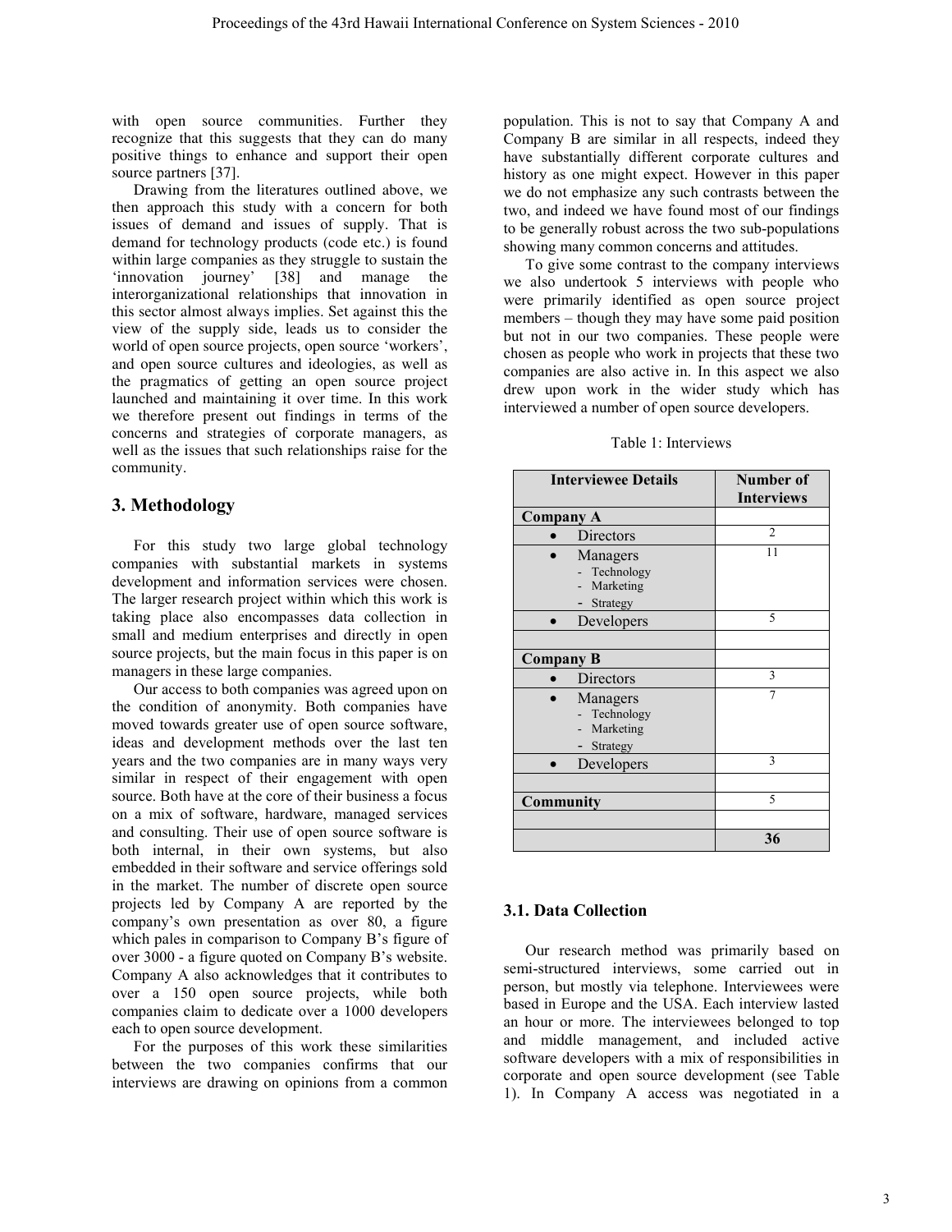with open source communities. Further they recognize that this suggests that they can do many positive things to enhance and support their open source partners [37].

Drawing from the literatures outlined above, we then approach this study with a concern for both issues of demand and issues of supply. That is demand for technology products (code etc.) is found within large companies as they struggle to sustain the 'innovation journey' [38] and manage the interorganizational relationships that innovation in this sector almost always implies. Set against this the view of the supply side, leads us to consider the world of open source projects, open source 'workers', and open source cultures and ideologies, as well as the pragmatics of getting an open source project launched and maintaining it over time. In this work we therefore present out findings in terms of the concerns and strategies of corporate managers, as well as the issues that such relationships raise for the community.

## 3. Methodology

For this study two large global technology companies with substantial markets in systems development and information services were chosen. The larger research project within which this work is taking place also encompasses data collection in small and medium enterprises and directly in open source projects, but the main focus in this paper is on managers in these large companies.

Our access to both companies was agreed upon on the condition of anonymity. Both companies have moved towards greater use of open source software, ideas and development methods over the last ten years and the two companies are in many ways very similar in respect of their engagement with open source. Both have at the core of their business a focus on a mix of software, hardware, managed services and consulting. Their use of open source software is both internal, in their own systems, but also embedded in their software and service offerings sold in the market. The number of discrete open source projects led by Company A are reported by the company's own presentation as over 80, a figure which pales in comparison to Company B's figure of over 3000 - a figure quoted on Company B's website. Company A also acknowledges that it contributes to over a 150 open source projects, while both companies claim to dedicate over a 1000 developers each to open source development.

For the purposes of this work these similarities between the two companies confirms that our interviews are drawing on opinions from a common population. This is not to say that Company A and Company B are similar in all respects, indeed they have substantially different corporate cultures and history as one might expect. However in this paper we do not emphasize any such contrasts between the two, and indeed we have found most of our findings to be generally robust across the two sub-populations showing many common concerns and attitudes.

To give some contrast to the company interviews we also undertook 5 interviews with people who were primarily identified as open source project members – though they may have some paid position but not in our two companies. These people were chosen as people who work in projects that these two companies are also active in. In this aspect we also drew upon work in the wider study which has interviewed a number of open source developers.

Table 1: Interviews

| Interviewee Details | Number of Interviews |
|---|---|
| **Company A** | |
| • Directors | 2 |
| • Managers<br>- Technology<br>- Marketing<br>- Strategy | 11 |
| • Developers | 5 |
| | |
| **Company B** | |
| • Directors | 3 |
| • Managers<br>- Technology<br>- Marketing<br>- Strategy | 7 |
| • Developers | 3 |
| | |
| **Community** | 5 |
| | |
| | **36** |

### 3.1. Data Collection

Our research method was primarily based on semi-structured interviews, some carried out in person, but mostly via telephone. Interviewees were based in Europe and the USA. Each interview lasted an hour or more. The interviewees belonged to top and middle management, and included active software developers with a mix of responsibilities in corporate and open source development (see Table 1). In Company A access was negotiated in a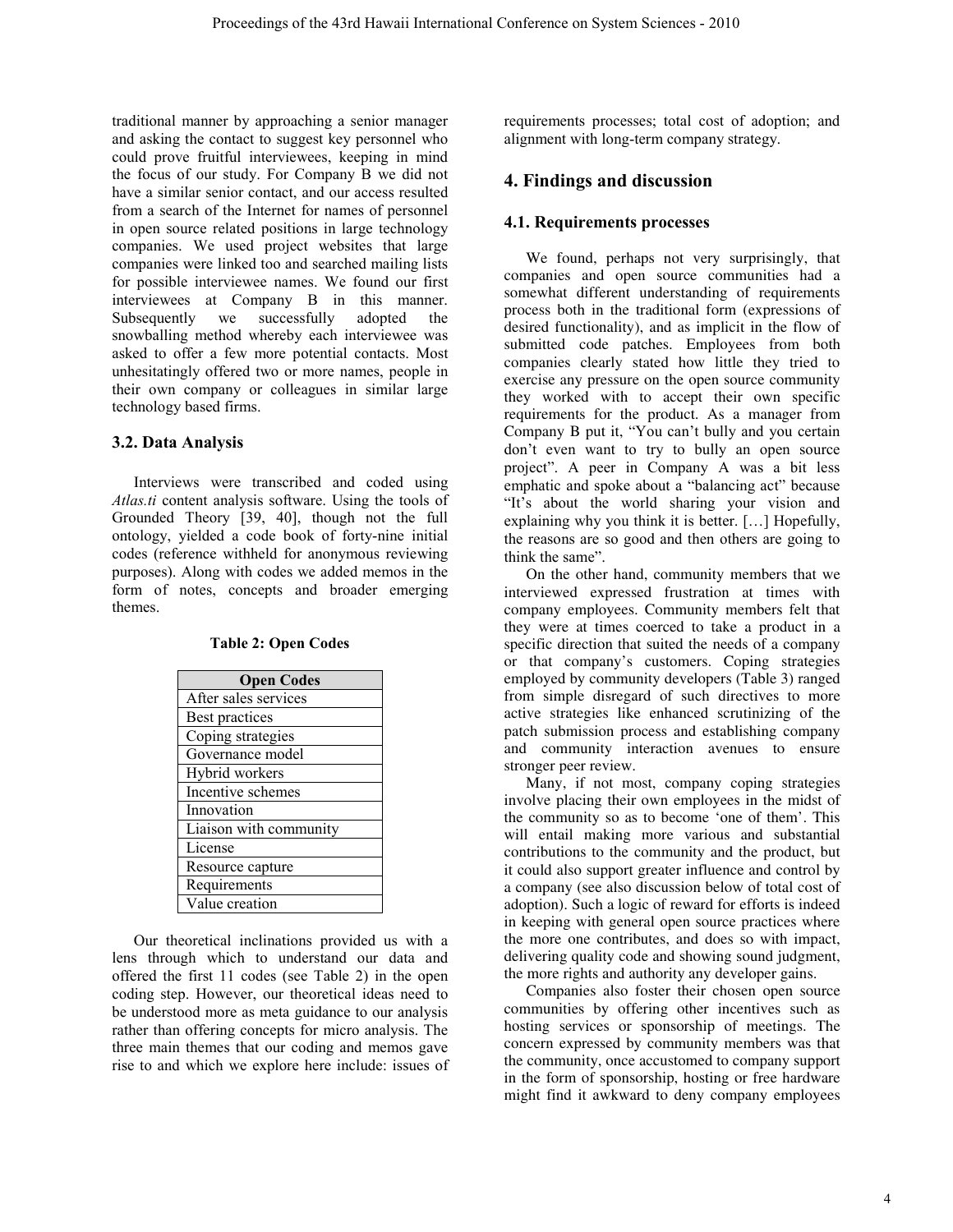traditional manner by approaching a senior manager and asking the contact to suggest key personnel who could prove fruitful interviewees, keeping in mind the focus of our study. For Company B we did not have a similar senior contact, and our access resulted from a search of the Internet for names of personnel in open source related positions in large technology companies. We used project websites that large companies were linked too and searched mailing lists for possible interviewee names. We found our first interviewees at Company B in this manner. Subsequently we successfully adopted the snowballing method whereby each interviewee was asked to offer a few more potential contacts. Most unhesitatingly offered two or more names, people in their own company or colleagues in similar large technology based firms.

### 3.2. Data Analysis

Interviews were transcribed and coded using *Atlas.ti* content analysis software. Using the tools of Grounded Theory [39, 40], though not the full ontology, yielded a code book of forty-nine initial codes (reference withheld for anonymous reviewing purposes). Along with codes we added memos in the form of notes, concepts and broader emerging themes.

**Table 2: Open Codes**

| Open Codes |
|---|
| After sales services |
| Best practices |
| Coping strategies |
| Governance model |
| Hybrid workers |
| Incentive schemes |
| Innovation |
| Liaison with community |
| License |
| Resource capture |
| Requirements |
| Value creation |

Our theoretical inclinations provided us with a lens through which to understand our data and offered the first 11 codes (see Table 2) in the open coding step. However, our theoretical ideas need to be understood more as meta guidance to our analysis rather than offering concepts for micro analysis. The three main themes that our coding and memos gave rise to and which we explore here include: issues of requirements processes; total cost of adoption; and alignment with long-term company strategy.

## 4. Findings and discussion

### 4.1. Requirements processes

We found, perhaps not very surprisingly, that companies and open source communities had a somewhat different understanding of requirements process both in the traditional form (expressions of desired functionality), and as implicit in the flow of submitted code patches. Employees from both companies clearly stated how little they tried to exercise any pressure on the open source community they worked with to accept their own specific requirements for the product. As a manager from Company B put it, "You can't bully and you certain don't even want to try to bully an open source project". A peer in Company A was a bit less emphatic and spoke about a "balancing act" because "It's about the world sharing your vision and explaining why you think it is better. […] Hopefully, the reasons are so good and then others are going to think the same".

On the other hand, community members that we interviewed expressed frustration at times with company employees. Community members felt that they were at times coerced to take a product in a specific direction that suited the needs of a company or that company's customers. Coping strategies employed by community developers (Table 3) ranged from simple disregard of such directives to more active strategies like enhanced scrutinizing of the patch submission process and establishing company and community interaction avenues to ensure stronger peer review.

Many, if not most, company coping strategies involve placing their own employees in the midst of the community so as to become 'one of them'. This will entail making more various and substantial contributions to the community and the product, but it could also support greater influence and control by a company (see also discussion below of total cost of adoption). Such a logic of reward for efforts is indeed in keeping with general open source practices where the more one contributes, and does so with impact, delivering quality code and showing sound judgment, the more rights and authority any developer gains.

Companies also foster their chosen open source communities by offering other incentives such as hosting services or sponsorship of meetings. The concern expressed by community members was that the community, once accustomed to company support in the form of sponsorship, hosting or free hardware might find it awkward to deny company employees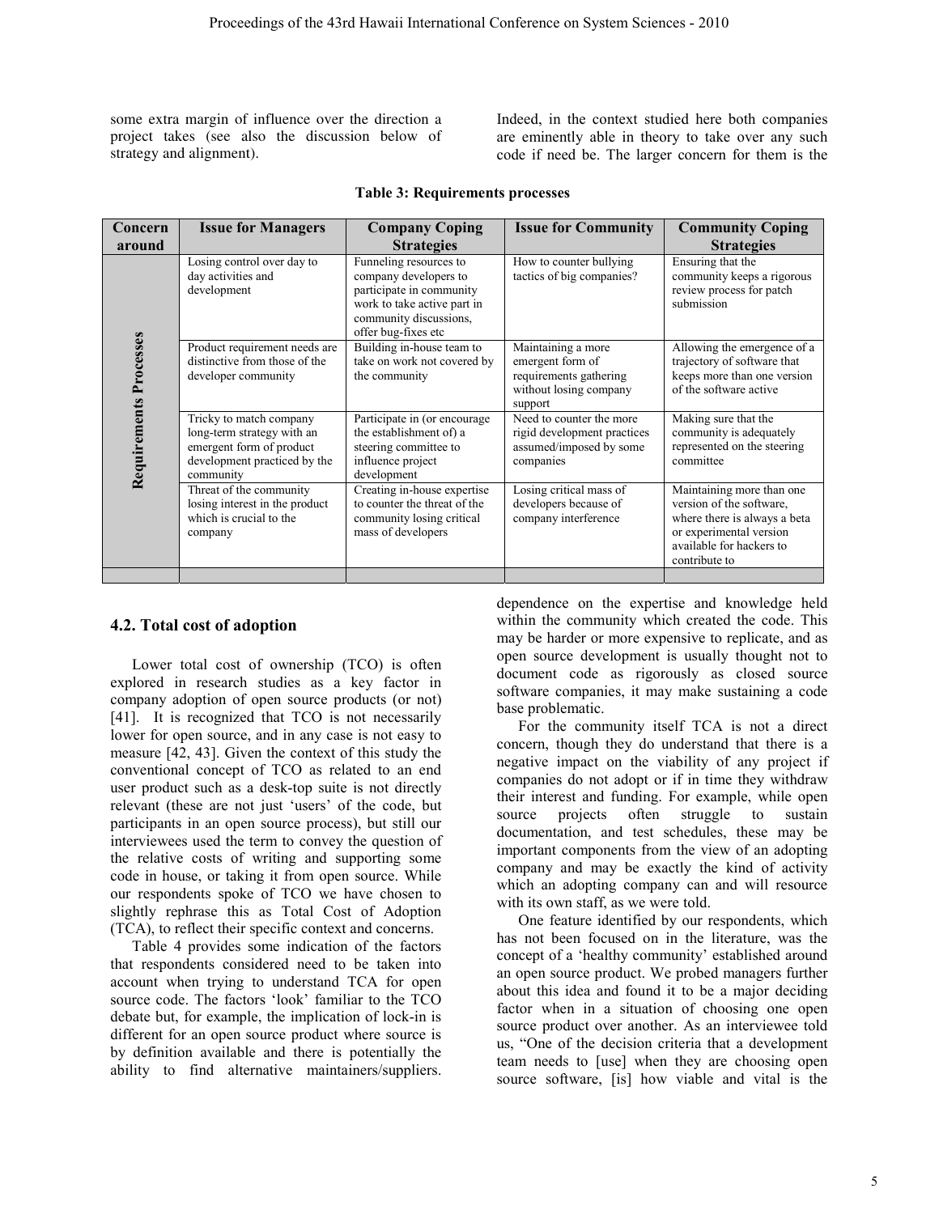some extra margin of influence over the direction a project takes (see also the discussion below of strategy and alignment).

Indeed, in the context studied here both companies are eminently able in theory to take over any such code if need be. The larger concern for them is the dependence on the expertise and knowledge held within the community which created the code. This may be harder or more expensive to replicate, and as open source development is usually thought not to document code as rigorously as closed source software companies, it may make sustaining a code base problematic.

**Table 3: Requirements processes**

| Concern around | Issue for Managers | Company Coping Strategies | Issue for Community | Community Coping Strategies |
|---|---|---|---|---|
| Requirements Processes | Losing control over day to day activities and development | Funneling resources to company developers to participate in community work to take active part in community discussions, offer bug-fixes etc | How to counter bullying tactics of big companies? | Ensuring that the community keeps a rigorous review process for patch submission |
| | Product requirement needs are distinctive from those of the developer community | Building in-house team to take on work not covered by the community | Maintaining a more emergent form of requirements gathering without losing company support | Allowing the emergence of a trajectory of software that keeps more than one version of the software active |
| | Tricky to match company long-term strategy with an emergent form of product development practiced by the community | Participate in (or encourage the establishment of) a steering committee to influence project development | Need to counter the more rigid development practices assumed/imposed by some companies | Making sure that the community is adequately represented on the steering committee |
| | Threat of the community losing interest in the product which is crucial to the company | Creating in-house expertise to counter the threat of the community losing critical mass of developers | Losing critical mass of developers because of company interference | Maintaining more than one version of the software, where there is always a beta or experimental version available for hackers to contribute to |

## 4.2. Total cost of adoption

Lower total cost of ownership (TCO) is often explored in research studies as a key factor in company adoption of open source products (or not) [41]. It is recognized that TCO is not necessarily lower for open source, and in any case is not easy to measure [42, 43]. Given the context of this study the conventional concept of TCO as related to an end user product such as a desk-top suite is not directly relevant (these are not just 'users' of the code, but participants in an open source process), but still our interviewees used the term to convey the question of the relative costs of writing and supporting some code in house, or taking it from open source. While our respondents spoke of TCO we have chosen to slightly rephrase this as Total Cost of Adoption (TCA), to reflect their specific context and concerns.

Table 4 provides some indication of the factors that respondents considered need to be taken into account when trying to understand TCA for open source code. The factors 'look' familiar to the TCO debate but, for example, the implication of lock-in is different for an open source product where source is by definition available and there is potentially the ability to find alternative maintainers/suppliers.

For the community itself TCA is not a direct concern, though they do understand that there is a negative impact on the viability of any project if companies do not adopt or if in time they withdraw their interest and funding. For example, while open source projects often struggle to sustain documentation, and test schedules, these may be important components from the view of an adopting company and may be exactly the kind of activity which an adopting company can and will resource with its own staff, as we were told.

One feature identified by our respondents, which has not been focused on in the literature, was the concept of a 'healthy community' established around an open source product. We probed managers further about this idea and found it to be a major deciding factor when in a situation of choosing one open source product over another. As an interviewee told us, "One of the decision criteria that a development team needs to [use] when they are choosing open source software, [is] how viable and vital is the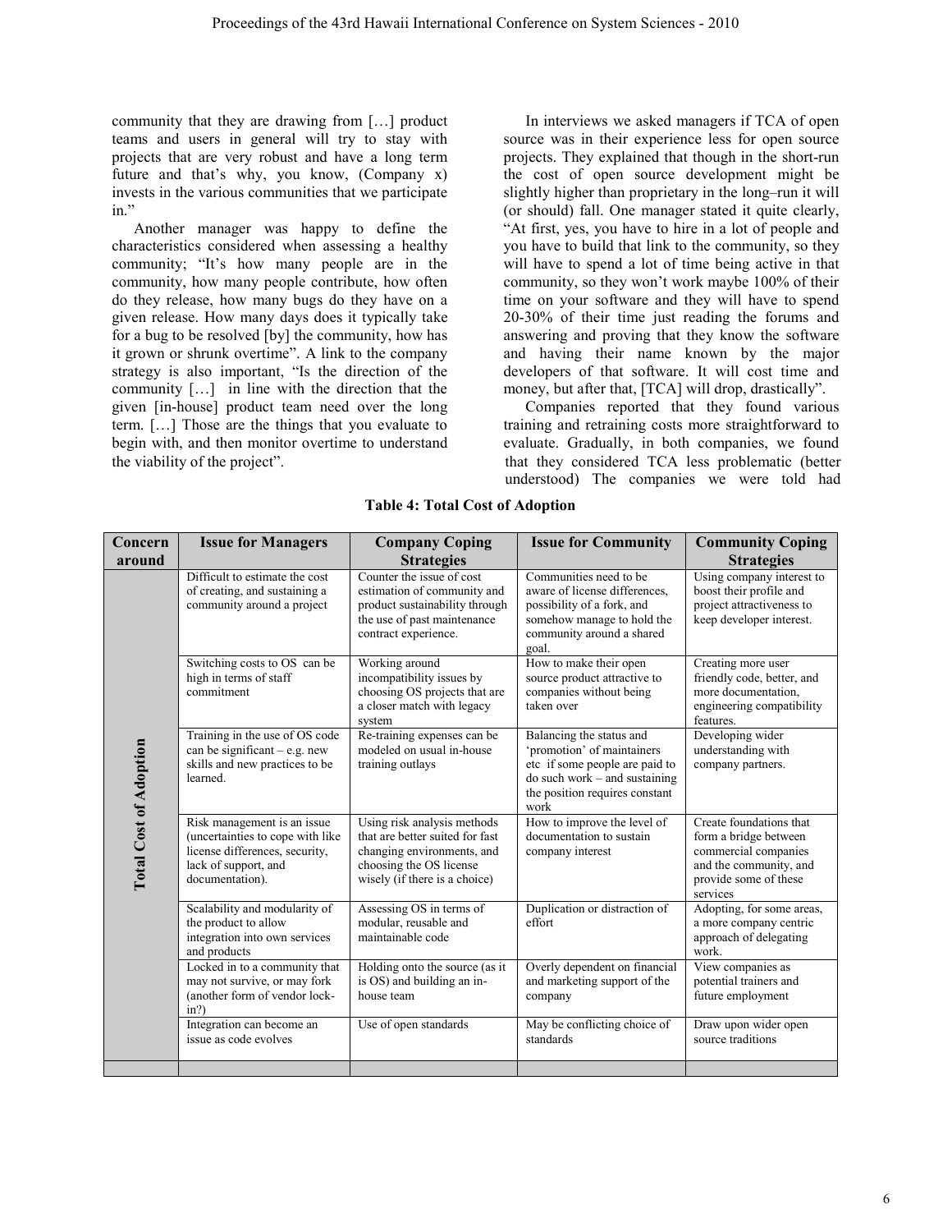community that they are drawing from […] product teams and users in general will try to stay with projects that are very robust and have a long term future and that's why, you know, (Company x) invests in the various communities that we participate in."

Another manager was happy to define the characteristics considered when assessing a healthy community; "It's how many people are in the community, how many people contribute, how often do they release, how many bugs do they have on a given release. How many days does it typically take for a bug to be resolved [by] the community, how has it grown or shrunk overtime". A link to the company strategy is also important, "Is the direction of the community […] in line with the direction that the given [in-house] product team need over the long term. […] Those are the things that you evaluate to begin with, and then monitor overtime to understand the viability of the project".

In interviews we asked managers if TCA of open source was in their experience less for open source projects. They explained that though in the short-run the cost of open source development might be slightly higher than proprietary in the long–run it will (or should) fall. One manager stated it quite clearly, "At first, yes, you have to hire in a lot of people and you have to build that link to the community, so they will have to spend a lot of time being active in that community, so they won't work maybe 100% of their time on your software and they will have to spend 20-30% of their time just reading the forums and answering and proving that they know the software and having their name known by the major developers of that software. It will cost time and money, but after that, [TCA] will drop, drastically".

Companies reported that they found various training and retraining costs more straightforward to evaluate. Gradually, in both companies, we found that they considered TCA less problematic (better understood) The companies we were told had

**Table 4: Total Cost of Adoption**

| Concern around | Issue for Managers | Company Coping Strategies | Issue for Community | Community Coping Strategies |
|---|---|---|---|---|
| Total Cost of Adoption | Difficult to estimate the cost of creating, and sustaining a community around a project | Counter the issue of cost estimation of community and product sustainability through the use of past maintenance contract experience. | Communities need to be aware of license differences, possibility of a fork, and somehow manage to hold the community around a shared goal. | Using company interest to boost their profile and project attractiveness to keep developer interest. |
| | Switching costs to OS can be high in terms of staff commitment | Working around incompatibility issues by choosing OS projects that are a closer match with legacy system | How to make their open source product attractive to companies without being taken over | Creating more user friendly code, better, and more documentation, engineering compatibility features. |
| | Training in the use of OS code can be significant – e.g. new skills and new practices to be learned. | Re-training expenses can be modeled on usual in-house training outlays | Balancing the status and 'promotion' of maintainers etc if some people are paid to do such work – and sustaining the position requires constant work | Developing wider understanding with company partners. |
| | Risk management is an issue (uncertainties to cope with like license differences, security, lack of support, and documentation). | Using risk analysis methods that are better suited for fast changing environments, and choosing the OS license wisely (if there is a choice) | How to improve the level of documentation to sustain company interest | Create foundations that form a bridge between commercial companies and the community, and provide some of these services |
| | Scalability and modularity of the product to allow integration into own services and products | Assessing OS in terms of modular, reusable and maintainable code | Duplication or distraction of effort | Adopting, for some areas, a more company centric approach of delegating work. |
| | Locked in to a community that may not survive, or may fork (another form of vendor lock-in?) | Holding onto the source (as it is OS) and building an in-house team | Overly dependent on financial and marketing support of the company | View companies as potential trainers and future employment |
| | Integration can become an issue as code evolves | Use of open standards | May be conflicting choice of standards | Draw upon wider open source traditions |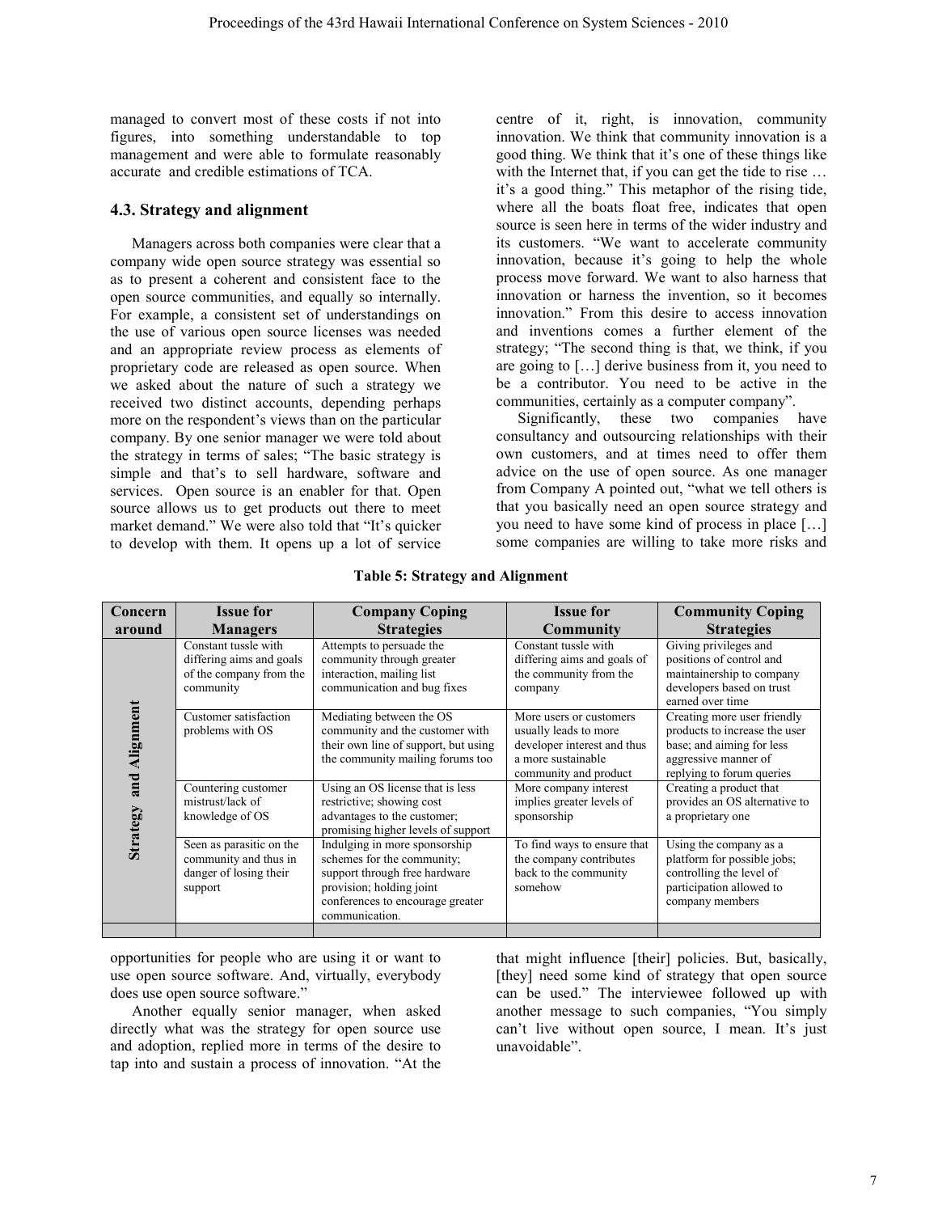managed to convert most of these costs if not into figures, into something understandable to top management and were able to formulate reasonably accurate and credible estimations of TCA.

### 4.3. Strategy and alignment

Managers across both companies were clear that a company wide open source strategy was essential so as to present a coherent and consistent face to the open source communities, and equally so internally. For example, a consistent set of understandings on the use of various open source licenses was needed and an appropriate review process as elements of proprietary code are released as open source. When we asked about the nature of such a strategy we received two distinct accounts, depending perhaps more on the respondent's views than on the particular company. By one senior manager we were told about the strategy in terms of sales; "The basic strategy is simple and that's to sell hardware, software and services. Open source is an enabler for that. Open source allows us to get products out there to meet market demand." We were also told that "It's quicker to develop with them. It opens up a lot of service opportunities for people who are using it or want to use open source software. And, virtually, everybody does use open source software."

Another equally senior manager, when asked directly what was the strategy for open source use and adoption, replied more in terms of the desire to tap into and sustain a process of innovation. "At the centre of it, right, is innovation, community innovation. We think that community innovation is a good thing. We think that it's one of these things like with the Internet that, if you can get the tide to rise … it's a good thing." This metaphor of the rising tide, where all the boats float free, indicates that open source is seen here in terms of the wider industry and its customers. "We want to accelerate community innovation, because it's going to help the whole process move forward. We want to also harness that innovation or harness the invention, so it becomes innovation." From this desire to access innovation and inventions comes a further element of the strategy; "The second thing is that, we think, if you are going to […] derive business from it, you need to be a contributor. You need to be active in the communities, certainly as a computer company".

Significantly, these two companies have consultancy and outsourcing relationships with their own customers, and at times need to offer them advice on the use of open source. As one manager from Company A pointed out, "what we tell others is that you basically need an open source strategy and you need to have some kind of process in place […] some companies are willing to take more risks and that might influence [their] policies. But, basically, [they] need some kind of strategy that open source can be used." The interviewee followed up with another message to such companies, "You simply can't live without open source, I mean. It's just unavoidable".

**Table 5: Strategy and Alignment**

| Concern around | Issue for Managers | Company Coping Strategies | Issue for Community | Community Coping Strategies |
|---|---|---|---|---|
| Strategy and Alignment | Constant tussle with differing aims and goals of the company from the community | Attempts to persuade the community through greater interaction, mailing list communication and bug fixes | Constant tussle with differing aims and goals of the community from the company | Giving privileges and positions of control and maintainership to company developers based on trust earned over time |
| | Customer satisfaction problems with OS | Mediating between the OS community and the customer with their own line of support, but using the community mailing forums too | More users or customers usually leads to more developer interest and thus a more sustainable community and product | Creating more user friendly products to increase the user base; and aiming for less aggressive manner of replying to forum queries |
| | Countering customer mistrust/lack of knowledge of OS | Using an OS license that is less restrictive; showing cost advantages to the customer; promising higher levels of support | More company interest implies greater levels of sponsorship | Creating a product that provides an OS alternative to a proprietary one |
| | Seen as parasitic on the community and thus in danger of losing their support | Indulging in more sponsorship schemes for the community; support through free hardware provision; holding joint conferences to encourage greater communication. | To find ways to ensure that the company contributes back to the community somehow | Using the company as a platform for possible jobs; controlling the level of participation allowed to company members |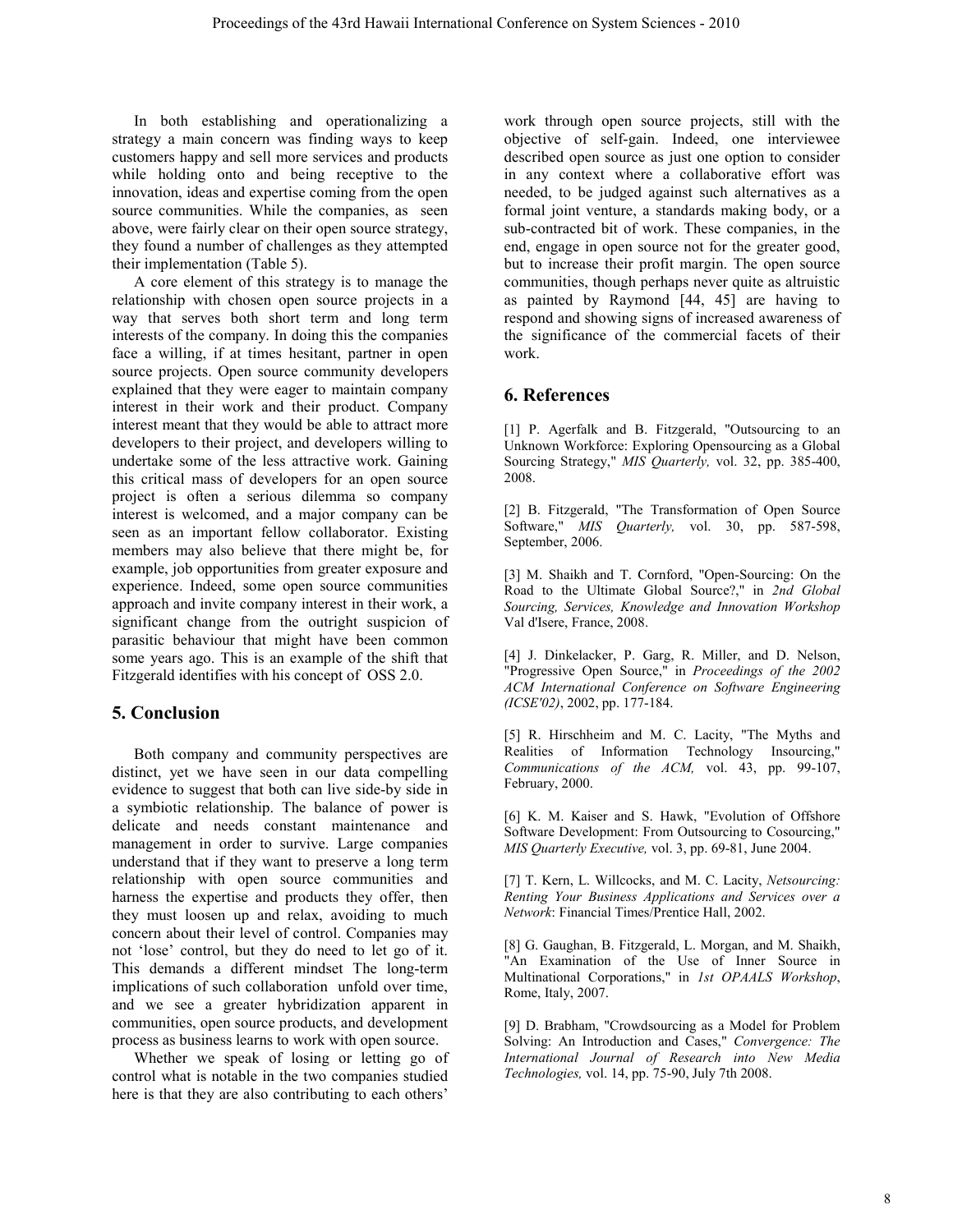In both establishing and operationalizing a strategy a main concern was finding ways to keep customers happy and sell more services and products while holding onto and being receptive to the innovation, ideas and expertise coming from the open source communities. While the companies, as seen above, were fairly clear on their open source strategy, they found a number of challenges as they attempted their implementation (Table 5).

A core element of this strategy is to manage the relationship with chosen open source projects in a way that serves both short term and long term interests of the company. In doing this the companies face a willing, if at times hesitant, partner in open source projects. Open source community developers explained that they were eager to maintain company interest in their work and their product. Company interest meant that they would be able to attract more developers to their project, and developers willing to undertake some of the less attractive work. Gaining this critical mass of developers for an open source project is often a serious dilemma so company interest is welcomed, and a major company can be seen as an important fellow collaborator. Existing members may also believe that there might be, for example, job opportunities from greater exposure and experience. Indeed, some open source communities approach and invite company interest in their work, a significant change from the outright suspicion of parasitic behaviour that might have been common some years ago. This is an example of the shift that Fitzgerald identifies with his concept of OSS 2.0.

## 5. Conclusion

Both company and community perspectives are distinct, yet we have seen in our data compelling evidence to suggest that both can live side-by side in a symbiotic relationship. The balance of power is delicate and needs constant maintenance and management in order to survive. Large companies understand that if they want to preserve a long term relationship with open source communities and harness the expertise and products they offer, then they must loosen up and relax, avoiding to much concern about their level of control. Companies may not 'lose' control, but they do need to let go of it. This demands a different mindset The long-term implications of such collaboration unfold over time, and we see a greater hybridization apparent in communities, open source products, and development process as business learns to work with open source.

Whether we speak of losing or letting go of control what is notable in the two companies studied here is that they are also contributing to each others' work through open source projects, still with the objective of self-gain. Indeed, one interviewee described open source as just one option to consider in any context where a collaborative effort was needed, to be judged against such alternatives as a formal joint venture, a standards making body, or a sub-contracted bit of work. These companies, in the end, engage in open source not for the greater good, but to increase their profit margin. The open source communities, though perhaps never quite as altruistic as painted by Raymond [44, 45] are having to respond and showing signs of increased awareness of the significance of the commercial facets of their work.

## 6. References

[1] P. Agerfalk and B. Fitzgerald, "Outsourcing to an Unknown Workforce: Exploring Opensourcing as a Global Sourcing Strategy," *MIS Quarterly,* vol. 32, pp. 385-400, 2008.

[2] B. Fitzgerald, "The Transformation of Open Source Software," *MIS Quarterly,* vol. 30, pp. 587-598, September, 2006.

[3] M. Shaikh and T. Cornford, "Open-Sourcing: On the Road to the Ultimate Global Source?," in *2nd Global Sourcing, Services, Knowledge and Innovation Workshop* Val d'Isere, France, 2008.

[4] J. Dinkelacker, P. Garg, R. Miller, and D. Nelson, "Progressive Open Source," in *Proceedings of the 2002 ACM International Conference on Software Engineering (ICSE'02)*, 2002, pp. 177-184.

[5] R. Hirschheim and M. C. Lacity, "The Myths and Realities of Information Technology Insourcing," *Communications of the ACM,* vol. 43, pp. 99-107, February, 2000.

[6] K. M. Kaiser and S. Hawk, "Evolution of Offshore Software Development: From Outsourcing to Cosourcing," *MIS Quarterly Executive,* vol. 3, pp. 69-81, June 2004.

[7] T. Kern, L. Willcocks, and M. C. Lacity, *Netsourcing: Renting Your Business Applications and Services over a Network*: Financial Times/Prentice Hall, 2002.

[8] G. Gaughan, B. Fitzgerald, L. Morgan, and M. Shaikh, "An Examination of the Use of Inner Source in Multinational Corporations," in *1st OPAALS Workshop*, Rome, Italy, 2007.

[9] D. Brabham, "Crowdsourcing as a Model for Problem Solving: An Introduction and Cases," *Convergence: The International Journal of Research into New Media Technologies,* vol. 14, pp. 75-90, July 7th 2008.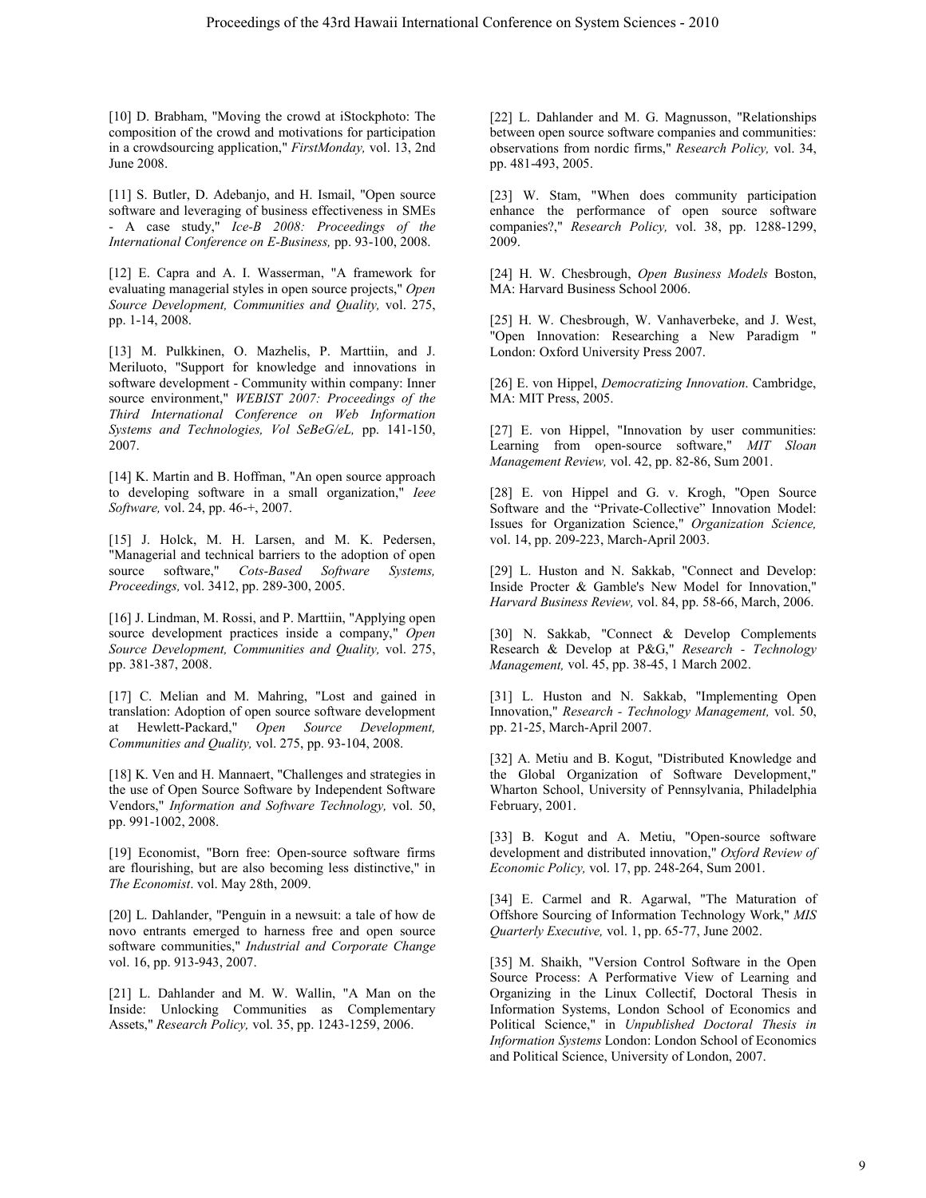[10] D. Brabham, "Moving the crowd at iStockphoto: The composition of the crowd and motivations for participation in a crowdsourcing application," *FirstMonday,* vol. 13, 2nd June 2008.

[11] S. Butler, D. Adebanjo, and H. Ismail, "Open source software and leveraging of business effectiveness in SMEs - A case study," *Ice-B 2008: Proceedings of the International Conference on E-Business,* pp. 93-100, 2008.

[12] E. Capra and A. I. Wasserman, "A framework for evaluating managerial styles in open source projects," *Open Source Development, Communities and Quality,* vol. 275, pp. 1-14, 2008.

[13] M. Pulkkinen, O. Mazhelis, P. Marttiin, and J. Meriluoto, "Support for knowledge and innovations in software development - Community within company: Inner source environment," *WEBIST 2007: Proceedings of the Third International Conference on Web Information Systems and Technologies, Vol SeBeG/eL,* pp. 141-150, 2007.

[14] K. Martin and B. Hoffman, "An open source approach to developing software in a small organization," *Ieee Software,* vol. 24, pp. 46-+, 2007.

[15] J. Holck, M. H. Larsen, and M. K. Pedersen, "Managerial and technical barriers to the adoption of open source software," *Cots-Based Software Systems, Proceedings,* vol. 3412, pp. 289-300, 2005.

[16] J. Lindman, M. Rossi, and P. Marttiin, "Applying open source development practices inside a company," *Open Source Development, Communities and Quality,* vol. 275, pp. 381-387, 2008.

[17] C. Melian and M. Mahring, "Lost and gained in translation: Adoption of open source software development at Hewlett-Packard," *Open Source Development, Communities and Quality,* vol. 275, pp. 93-104, 2008.

[18] K. Ven and H. Mannaert, "Challenges and strategies in the use of Open Source Software by Independent Software Vendors," *Information and Software Technology,* vol. 50, pp. 991-1002, 2008.

[19] Economist, "Born free: Open-source software firms are flourishing, but are also becoming less distinctive," in *The Economist*. vol. May 28th, 2009.

[20] L. Dahlander, "Penguin in a newsuit: a tale of how de novo entrants emerged to harness free and open source software communities," *Industrial and Corporate Change* vol. 16, pp. 913-943, 2007.

[21] L. Dahlander and M. W. Wallin, "A Man on the Inside: Unlocking Communities as Complementary Assets," *Research Policy,* vol. 35, pp. 1243-1259, 2006.

[22] L. Dahlander and M. G. Magnusson, "Relationships between open source software companies and communities: observations from nordic firms," *Research Policy,* vol. 34, pp. 481-493, 2005.

[23] W. Stam, "When does community participation enhance the performance of open source software companies?," *Research Policy,* vol. 38, pp. 1288-1299, 2009.

[24] H. W. Chesbrough, *Open Business Models* Boston, MA: Harvard Business School 2006.

[25] H. W. Chesbrough, W. Vanhaverbeke, and J. West, "Open Innovation: Researching a New Paradigm " London: Oxford University Press 2007.

[26] E. von Hippel, *Democratizing Innovation*. Cambridge, MA: MIT Press, 2005.

[27] E. von Hippel, "Innovation by user communities: Learning from open-source software," *MIT Sloan Management Review,* vol. 42, pp. 82-86, Sum 2001.

[28] E. von Hippel and G. v. Krogh, "Open Source Software and the "Private-Collective" Innovation Model: Issues for Organization Science," *Organization Science,* vol. 14, pp. 209-223, March-April 2003.

[29] L. Huston and N. Sakkab, "Connect and Develop: Inside Procter & Gamble's New Model for Innovation," *Harvard Business Review,* vol. 84, pp. 58-66, March, 2006.

[30] N. Sakkab, "Connect & Develop Complements Research & Develop at P&G," *Research - Technology Management,* vol. 45, pp. 38-45, 1 March 2002.

[31] L. Huston and N. Sakkab, "Implementing Open Innovation," *Research - Technology Management,* vol. 50, pp. 21-25, March-April 2007.

[32] A. Metiu and B. Kogut, "Distributed Knowledge and the Global Organization of Software Development," Wharton School, University of Pennsylvania, Philadelphia February, 2001.

[33] B. Kogut and A. Metiu, "Open-source software development and distributed innovation," *Oxford Review of Economic Policy,* vol. 17, pp. 248-264, Sum 2001.

[34] E. Carmel and R. Agarwal, "The Maturation of Offshore Sourcing of Information Technology Work," *MIS Quarterly Executive,* vol. 1, pp. 65-77, June 2002.

[35] M. Shaikh, "Version Control Software in the Open Source Process: A Performative View of Learning and Organizing in the Linux Collectif, Doctoral Thesis in Information Systems, London School of Economics and Political Science," in *Unpublished Doctoral Thesis in Information Systems* London: London School of Economics and Political Science, University of London, 2007.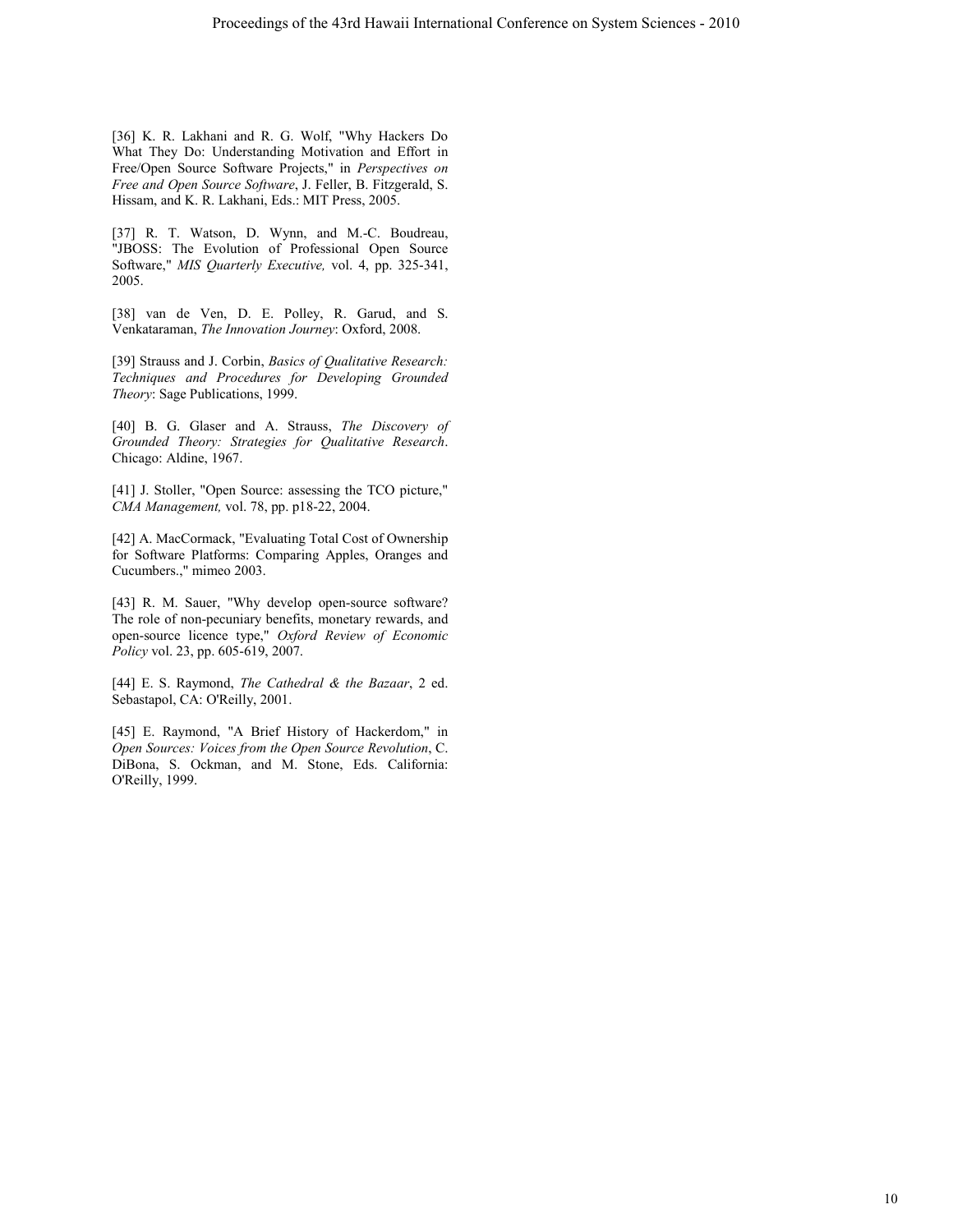[36] K. R. Lakhani and R. G. Wolf, "Why Hackers Do What They Do: Understanding Motivation and Effort in Free/Open Source Software Projects," in *Perspectives on Free and Open Source Software*, J. Feller, B. Fitzgerald, S. Hissam, and K. R. Lakhani, Eds.: MIT Press, 2005.

[37] R. T. Watson, D. Wynn, and M.-C. Boudreau, "JBOSS: The Evolution of Professional Open Source Software," *MIS Quarterly Executive,* vol. 4, pp. 325-341, 2005.

[38] van de Ven, D. E. Polley, R. Garud, and S. Venkataraman, *The Innovation Journey*: Oxford, 2008.

[39] Strauss and J. Corbin, *Basics of Qualitative Research: Techniques and Procedures for Developing Grounded Theory*: Sage Publications, 1999.

[40] B. G. Glaser and A. Strauss, *The Discovery of Grounded Theory: Strategies for Qualitative Research*. Chicago: Aldine, 1967.

[41] J. Stoller, "Open Source: assessing the TCO picture," *CMA Management,* vol. 78, pp. p18-22, 2004.

[42] A. MacCormack, "Evaluating Total Cost of Ownership for Software Platforms: Comparing Apples, Oranges and Cucumbers.," mimeo 2003.

[43] R. M. Sauer, "Why develop open-source software? The role of non-pecuniary benefits, monetary rewards, and open-source licence type," *Oxford Review of Economic Policy* vol. 23, pp. 605-619, 2007.

[44] E. S. Raymond, *The Cathedral & the Bazaar*, 2 ed. Sebastapol, CA: O'Reilly, 2001.

[45] E. Raymond, "A Brief History of Hackerdom," in *Open Sources: Voices from the Open Source Revolution*, C. DiBona, S. Ockman, and M. Stone, Eds. California: O'Reilly, 1999.